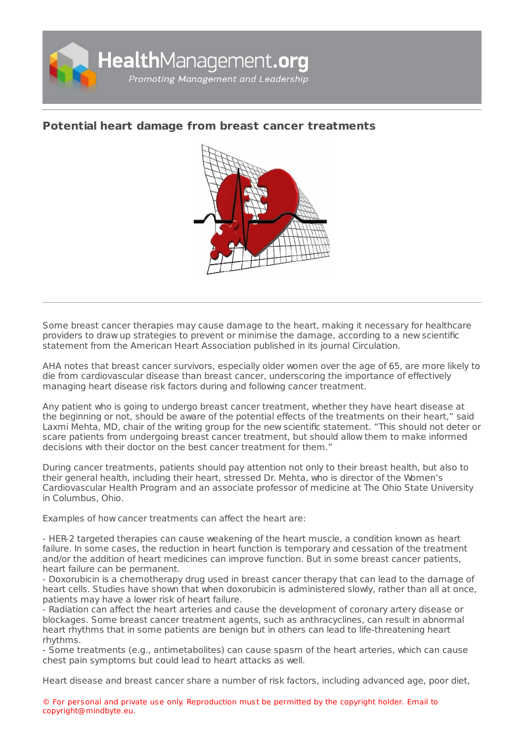# Potential heart damage from breast cancer treatments

Some breast cancer therapies may cause damage to the heart, making it necessary for healthcare providers to draw up strategies to prevent or minimise the damage, according to a new scientific statement from the American Heart Association published in its journal Circulation.

AHA notes that breast cancer survivors, especially older women over the age of 65, are more likely to die from cardiovascular disease than breast cancer, underscoring the importance of effectively managing heart disease risk factors during and following cancer treatment.

Any patient who is going to undergo breast cancer treatment, whether they have heart disease at the beginning or not, should be aware of the potential effects of the treatments on their heart," said Laxmi Mehta, MD, chair of the writing group for the new scientific statement. "This should not deter or scare patients from undergoing breast cancer treatment, but should allow them to make informed decisions with their doctor on the best cancer treatment for them."

During cancer treatments, patients should pay attention not only to their breast health, but also to their general health, including their heart, stressed Dr. Mehta, who is director of the Women's Cardiovascular Health Program and an associate professor of medicine at The Ohio State University in Columbus, Ohio.

Examples of how cancer treatments can affect the heart are:

- HER-2 targeted therapies can cause weakening of the heart muscle, a condition known as heart failure. In some cases, the reduction in heart function is temporary and cessation of the treatment and/or the addition of heart medicines can improve function. But in some breast cancer patients, heart failure can be permanent.
- Doxorubicin is a chemotherapy drug used in breast cancer therapy that can lead to the damage of heart cells. Studies have shown that when doxorubicin is administered slowly, rather than all at once, patients may have a lower risk of heart failure.
- Radiation can affect the heart arteries and cause the development of coronary artery disease or blockages. Some breast cancer treatment agents, such as anthracyclines, can result in abnormal heart rhythms that in some patients are benign but in others can lead to life-threatening heart rhythms.
- Some treatments (e.g., antimetabolites) can cause spasm of the heart arteries, which can cause chest pain symptoms but could lead to heart attacks as well.

Heart disease and breast cancer share a number of risk factors, including advanced age, poor diet,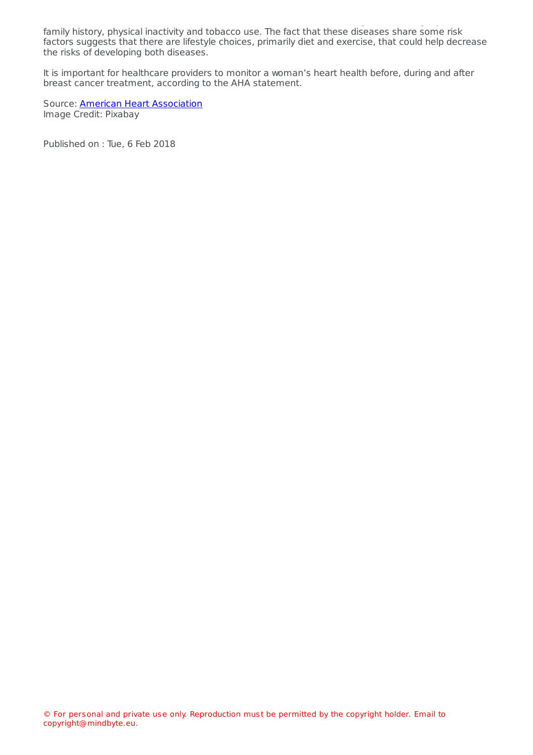family history, physical inactivity and tobacco use. The fact that these diseases share some risk factors suggests that there are lifestyle choices, primarily diet and exercise, that could help decrease the risks of developing both diseases.

It is important for healthcare providers to monitor a woman's heart health before, during and after breast cancer treatment, according to the AHA statement.

Source: American Heart Association
Image Credit: Pixabay

Published on : Tue, 6 Feb 2018

© For personal and private use only. Reproduction must be permitted by the copyright holder. Email to copyright@mindbyte.eu.